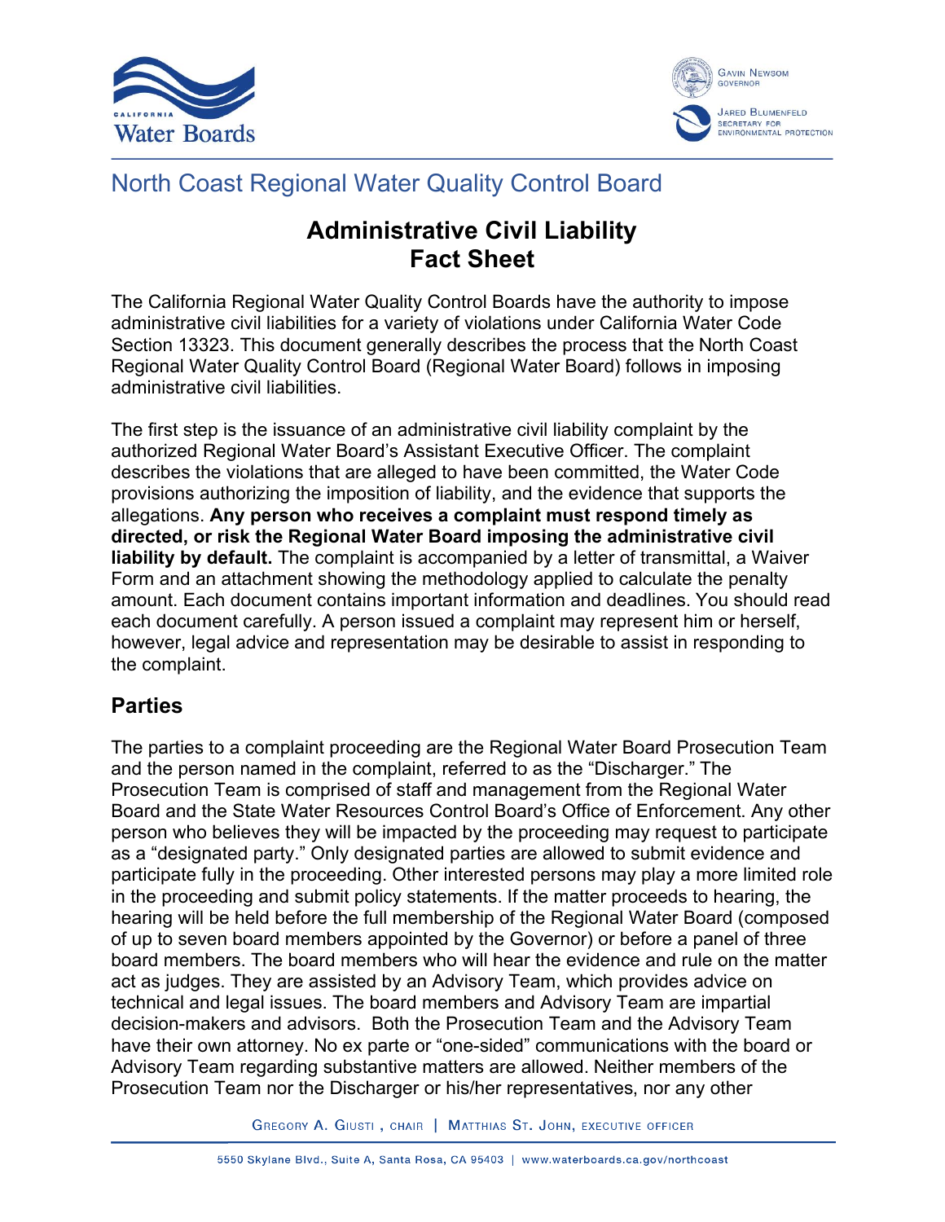# North Coast Regional Water Quality Control Board

## Administrative Civil Liability Fact Sheet

The California Regional Water Quality Control Boards have the authority to impose administrative civil liabilities for a variety of violations under California Water Code Section 13323. This document generally describes the process that the North Coast Regional Water Quality Control Board (Regional Water Board) follows in imposing administrative civil liabilities.

The first step is the issuance of an administrative civil liability complaint by the authorized Regional Water Board's Assistant Executive Officer. The complaint describes the violations that are alleged to have been committed, the Water Code provisions authorizing the imposition of liability, and the evidence that supports the allegations. **Any person who receives a complaint must respond timely as directed, or risk the Regional Water Board imposing the administrative civil liability by default.** The complaint is accompanied by a letter of transmittal, a Waiver Form and an attachment showing the methodology applied to calculate the penalty amount. Each document contains important information and deadlines. You should read each document carefully. A person issued a complaint may represent him or herself, however, legal advice and representation may be desirable to assist in responding to the complaint.

## Parties

The parties to a complaint proceeding are the Regional Water Board Prosecution Team and the person named in the complaint, referred to as the "Discharger." The Prosecution Team is comprised of staff and management from the Regional Water Board and the State Water Resources Control Board's Office of Enforcement. Any other person who believes they will be impacted by the proceeding may request to participate as a "designated party." Only designated parties are allowed to submit evidence and participate fully in the proceeding. Other interested persons may play a more limited role in the proceeding and submit policy statements. If the matter proceeds to hearing, the hearing will be held before the full membership of the Regional Water Board (composed of up to seven board members appointed by the Governor) or before a panel of three board members. The board members who will hear the evidence and rule on the matter act as judges. They are assisted by an Advisory Team, which provides advice on technical and legal issues. The board members and Advisory Team are impartial decision-makers and advisors. Both the Prosecution Team and the Advisory Team have their own attorney. No ex parte or "one-sided" communications with the board or Advisory Team regarding substantive matters are allowed. Neither members of the Prosecution Team nor the Discharger or his/her representatives, nor any other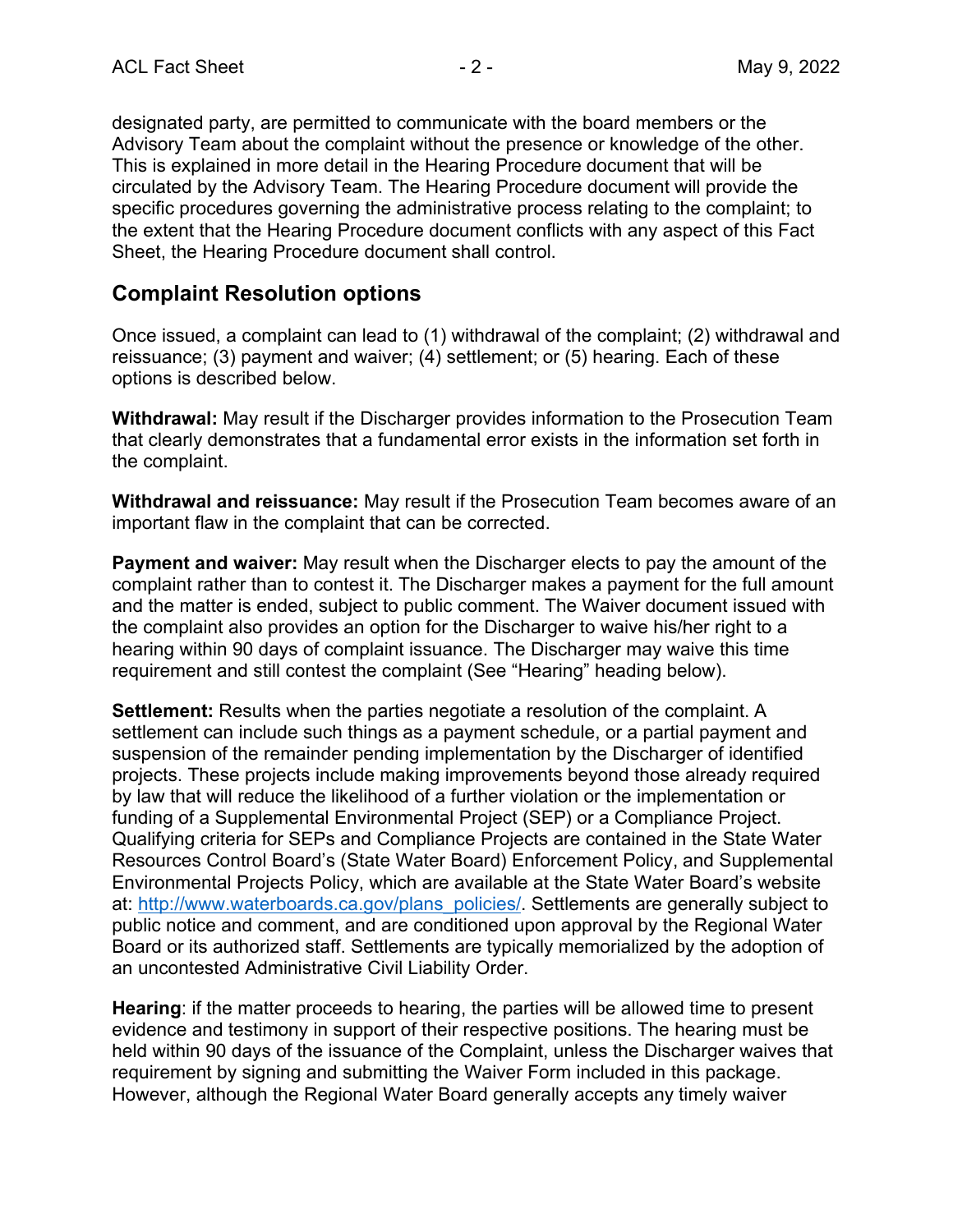designated party, are permitted to communicate with the board members or the Advisory Team about the complaint without the presence or knowledge of the other. This is explained in more detail in the Hearing Procedure document that will be circulated by the Advisory Team. The Hearing Procedure document will provide the specific procedures governing the administrative process relating to the complaint; to the extent that the Hearing Procedure document conflicts with any aspect of this Fact Sheet, the Hearing Procedure document shall control.

## Complaint Resolution options

Once issued, a complaint can lead to (1) withdrawal of the complaint; (2) withdrawal and reissuance; (3) payment and waiver; (4) settlement; or (5) hearing. Each of these options is described below.

**Withdrawal:** May result if the Discharger provides information to the Prosecution Team that clearly demonstrates that a fundamental error exists in the information set forth in the complaint.

**Withdrawal and reissuance:** May result if the Prosecution Team becomes aware of an important flaw in the complaint that can be corrected.

**Payment and waiver:** May result when the Discharger elects to pay the amount of the complaint rather than to contest it. The Discharger makes a payment for the full amount and the matter is ended, subject to public comment. The Waiver document issued with the complaint also provides an option for the Discharger to waive his/her right to a hearing within 90 days of complaint issuance. The Discharger may waive this time requirement and still contest the complaint (See "Hearing" heading below).

**Settlement:** Results when the parties negotiate a resolution of the complaint. A settlement can include such things as a payment schedule, or a partial payment and suspension of the remainder pending implementation by the Discharger of identified projects. These projects include making improvements beyond those already required by law that will reduce the likelihood of a further violation or the implementation or funding of a Supplemental Environmental Project (SEP) or a Compliance Project. Qualifying criteria for SEPs and Compliance Projects are contained in the State Water Resources Control Board's (State Water Board) Enforcement Policy, and Supplemental Environmental Projects Policy, which are available at the State Water Board's website at: [http://www.waterboards.ca.gov/plans_policies/](http://www.waterboards.ca.gov/plans_policies/). Settlements are generally subject to public notice and comment, and are conditioned upon approval by the Regional Water Board or its authorized staff. Settlements are typically memorialized by the adoption of an uncontested Administrative Civil Liability Order.

**Hearing**: if the matter proceeds to hearing, the parties will be allowed time to present evidence and testimony in support of their respective positions. The hearing must be held within 90 days of the issuance of the Complaint, unless the Discharger waives that requirement by signing and submitting the Waiver Form included in this package. However, although the Regional Water Board generally accepts any timely waiver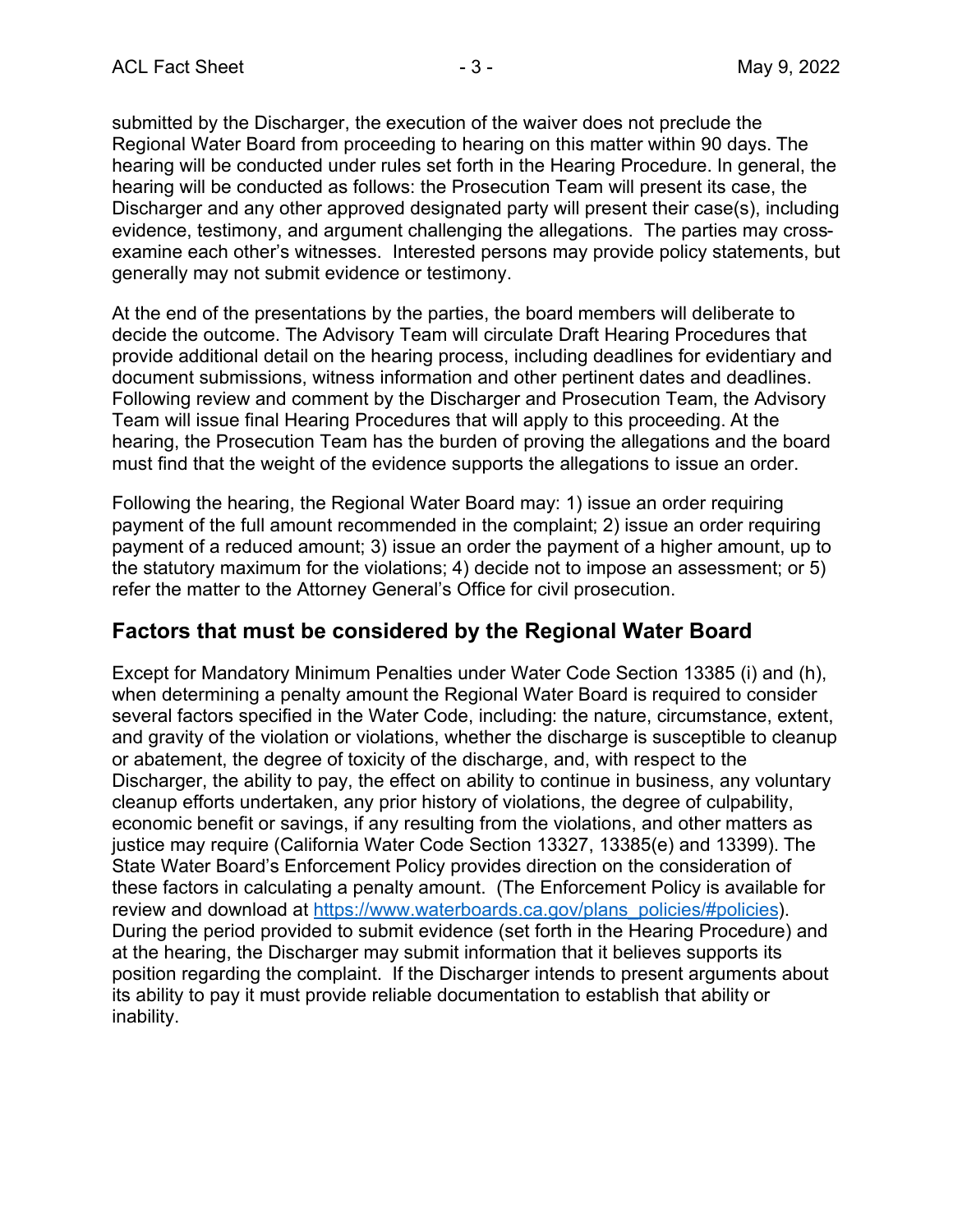submitted by the Discharger, the execution of the waiver does not preclude the Regional Water Board from proceeding to hearing on this matter within 90 days. The hearing will be conducted under rules set forth in the Hearing Procedure. In general, the hearing will be conducted as follows: the Prosecution Team will present its case, the Discharger and any other approved designated party will present their case(s), including evidence, testimony, and argument challenging the allegations. The parties may cross-examine each other's witnesses. Interested persons may provide policy statements, but generally may not submit evidence or testimony.

At the end of the presentations by the parties, the board members will deliberate to decide the outcome. The Advisory Team will circulate Draft Hearing Procedures that provide additional detail on the hearing process, including deadlines for evidentiary and document submissions, witness information and other pertinent dates and deadlines. Following review and comment by the Discharger and Prosecution Team, the Advisory Team will issue final Hearing Procedures that will apply to this proceeding. At the hearing, the Prosecution Team has the burden of proving the allegations and the board must find that the weight of the evidence supports the allegations to issue an order.

Following the hearing, the Regional Water Board may: 1) issue an order requiring payment of the full amount recommended in the complaint; 2) issue an order requiring payment of a reduced amount; 3) issue an order the payment of a higher amount, up to the statutory maximum for the violations; 4) decide not to impose an assessment; or 5) refer the matter to the Attorney General's Office for civil prosecution.

## Factors that must be considered by the Regional Water Board

Except for Mandatory Minimum Penalties under Water Code Section 13385 (i) and (h), when determining a penalty amount the Regional Water Board is required to consider several factors specified in the Water Code, including: the nature, circumstance, extent, and gravity of the violation or violations, whether the discharge is susceptible to cleanup or abatement, the degree of toxicity of the discharge, and, with respect to the Discharger, the ability to pay, the effect on ability to continue in business, any voluntary cleanup efforts undertaken, any prior history of violations, the degree of culpability, economic benefit or savings, if any resulting from the violations, and other matters as justice may require (California Water Code Section 13327, 13385(e) and 13399). The State Water Board's Enforcement Policy provides direction on the consideration of these factors in calculating a penalty amount. (The Enforcement Policy is available for review and download at [https://www.waterboards.ca.gov/plans_policies/#policies](https://www.waterboards.ca.gov/plans_policies/#policies)). During the period provided to submit evidence (set forth in the Hearing Procedure) and at the hearing, the Discharger may submit information that it believes supports its position regarding the complaint. If the Discharger intends to present arguments about its ability to pay it must provide reliable documentation to establish that ability or inability.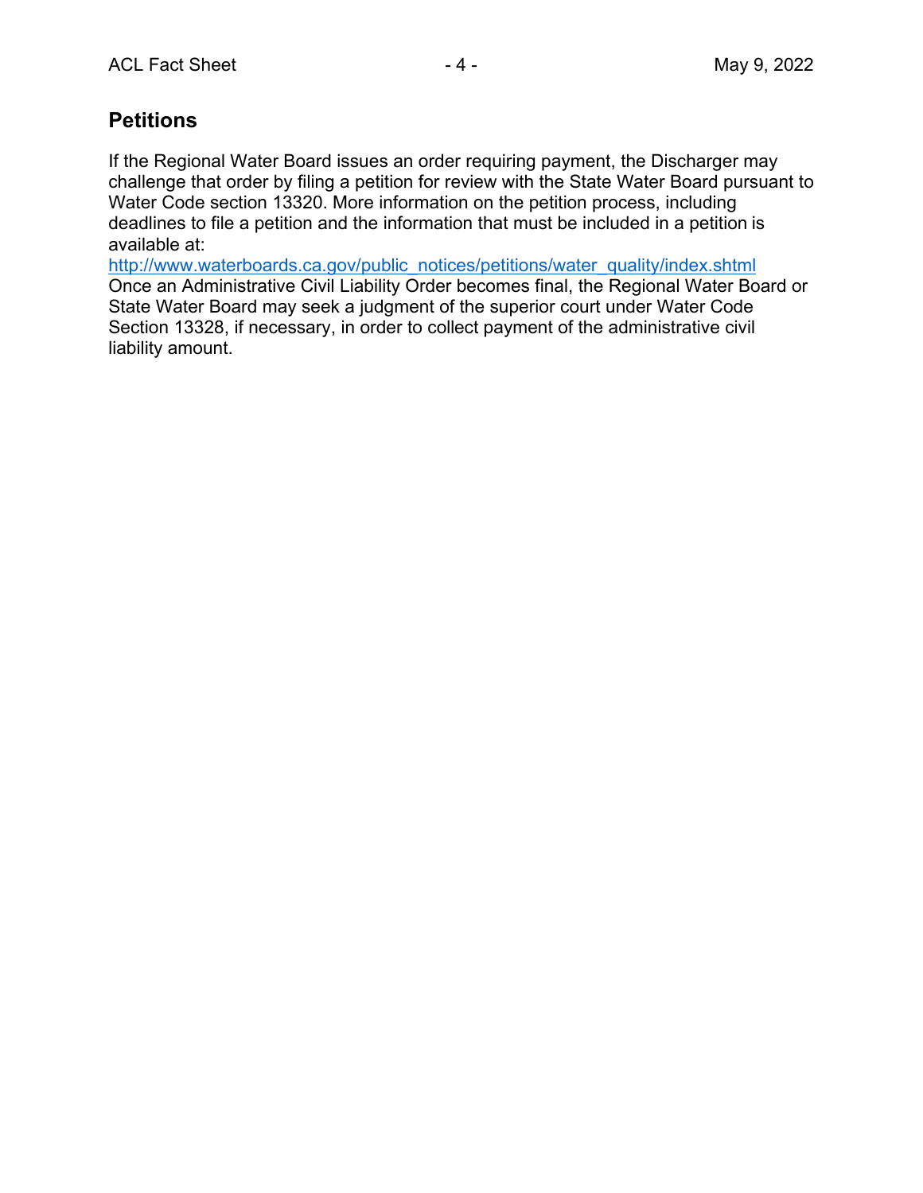## Petitions

If the Regional Water Board issues an order requiring payment, the Discharger may challenge that order by filing a petition for review with the State Water Board pursuant to Water Code section 13320. More information on the petition process, including deadlines to file a petition and the information that must be included in a petition is available at:
[http://www.waterboards.ca.gov/public_notices/petitions/water_quality/index.shtml](http://www.waterboards.ca.gov/public_notices/petitions/water_quality/index.shtml)
Once an Administrative Civil Liability Order becomes final, the Regional Water Board or State Water Board may seek a judgment of the superior court under Water Code Section 13328, if necessary, in order to collect payment of the administrative civil liability amount.